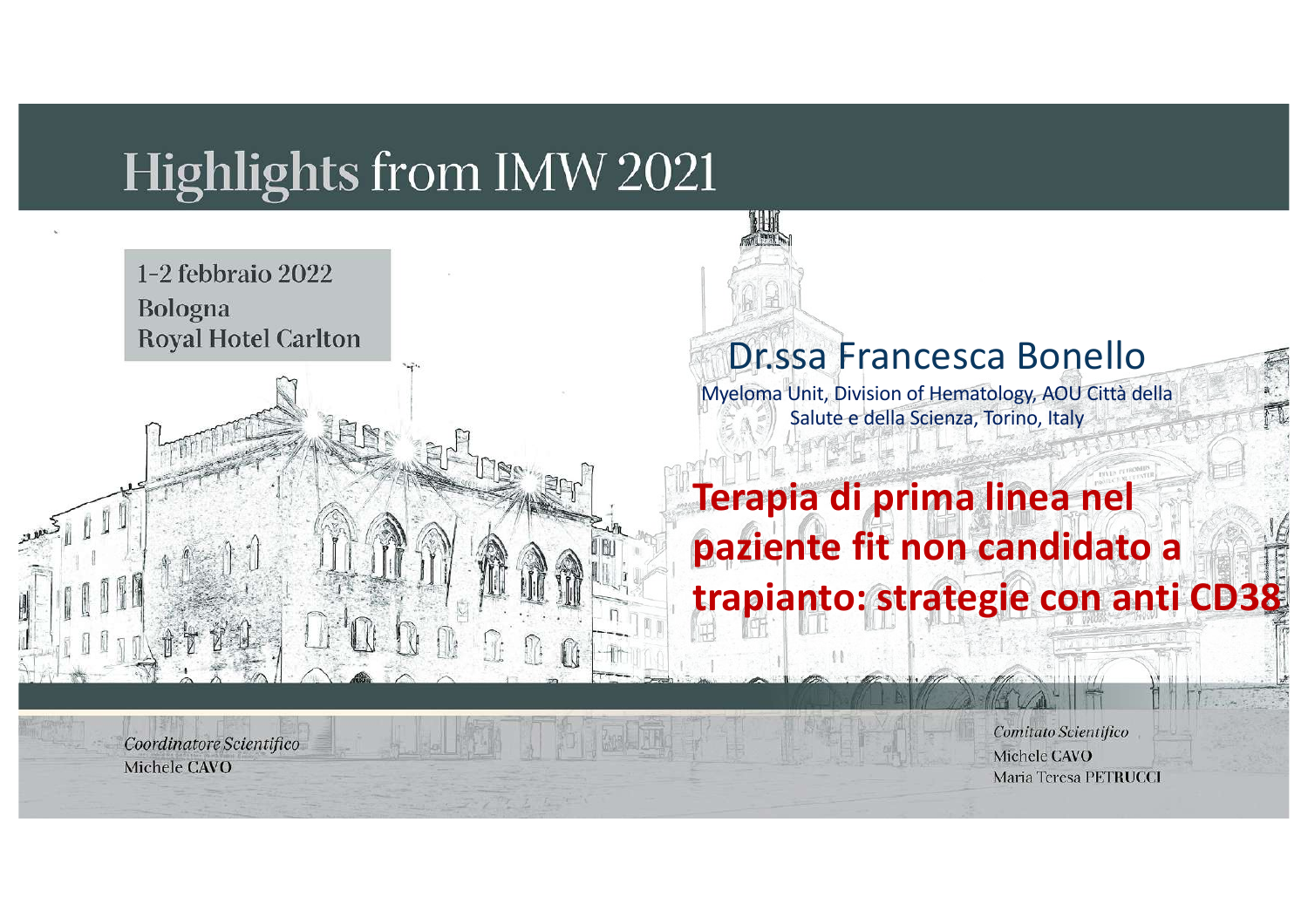# Highlights from IMW 2021

1-2 febbraio 2022
Bologna
Royal Hotel Carlton

## Dr.ssa Francesca Bonello

Myeloma Unit, Division of Hematology, AOU Città della Salute e della Scienza, Torino, Italy

**Terapia di prima linea nel paziente fit non candidato a trapianto: strategie con anti CD38**

*Coordinatore Scientifico*
Michele CAVO

*Comitato Scientifico*
Michele CAVO
Maria Teresa PETRUCCI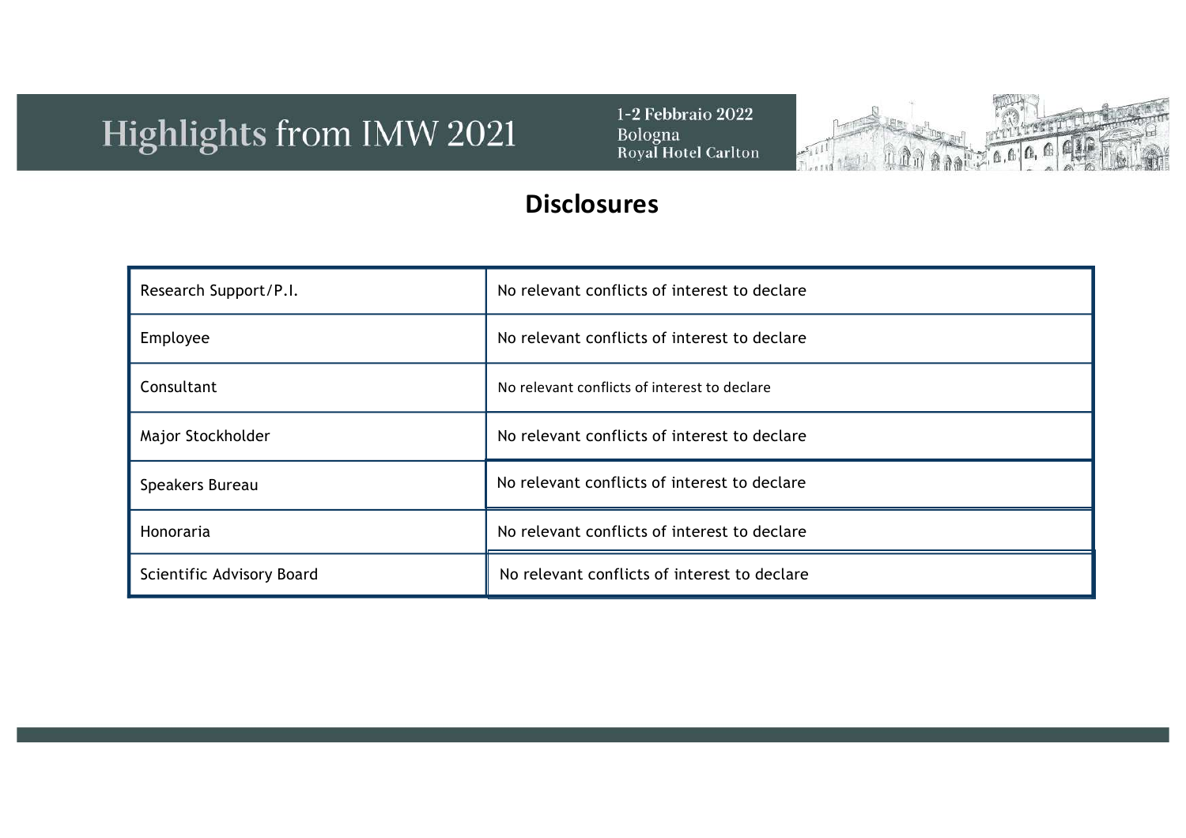# Disclosures

| | |
|---|---|
| Research Support/P.I. | No relevant conflicts of interest to declare |
| Employee | No relevant conflicts of interest to declare |
| Consultant | No relevant conflicts of interest to declare |
| Major Stockholder | No relevant conflicts of interest to declare |
| Speakers Bureau | No relevant conflicts of interest to declare |
| Honoraria | No relevant conflicts of interest to declare |
| Scientific Advisory Board | No relevant conflicts of interest to declare |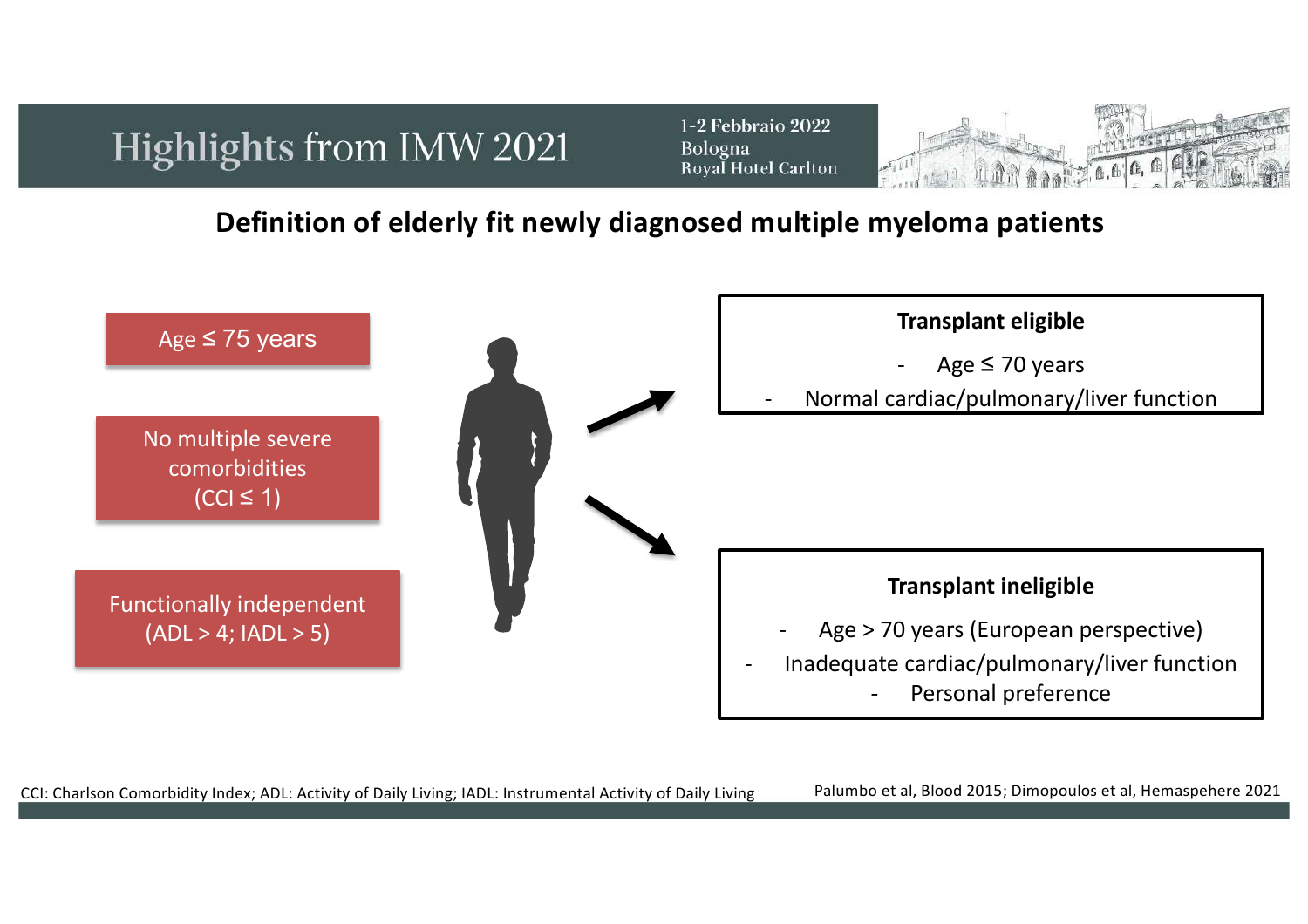## Definition of elderly fit newly diagnosed multiple myeloma patients

Age ≤ 75 years

No multiple severe comorbidities (CCI ≤ 1)

Functionally independent (ADL > 4; IADL > 5)

**Transplant eligible**

- Age ≤ 70 years
- Normal cardiac/pulmonary/liver function

**Transplant ineligible**

- Age > 70 years (European perspective)
- Inadequate cardiac/pulmonary/liver function
- Personal preference

CCI: Charlson Comorbidity Index; ADL: Activity of Daily Living; IADL: Instrumental Activity of Daily Living

Palumbo et al, Blood 2015; Dimopoulos et al, Hemaspehere 2021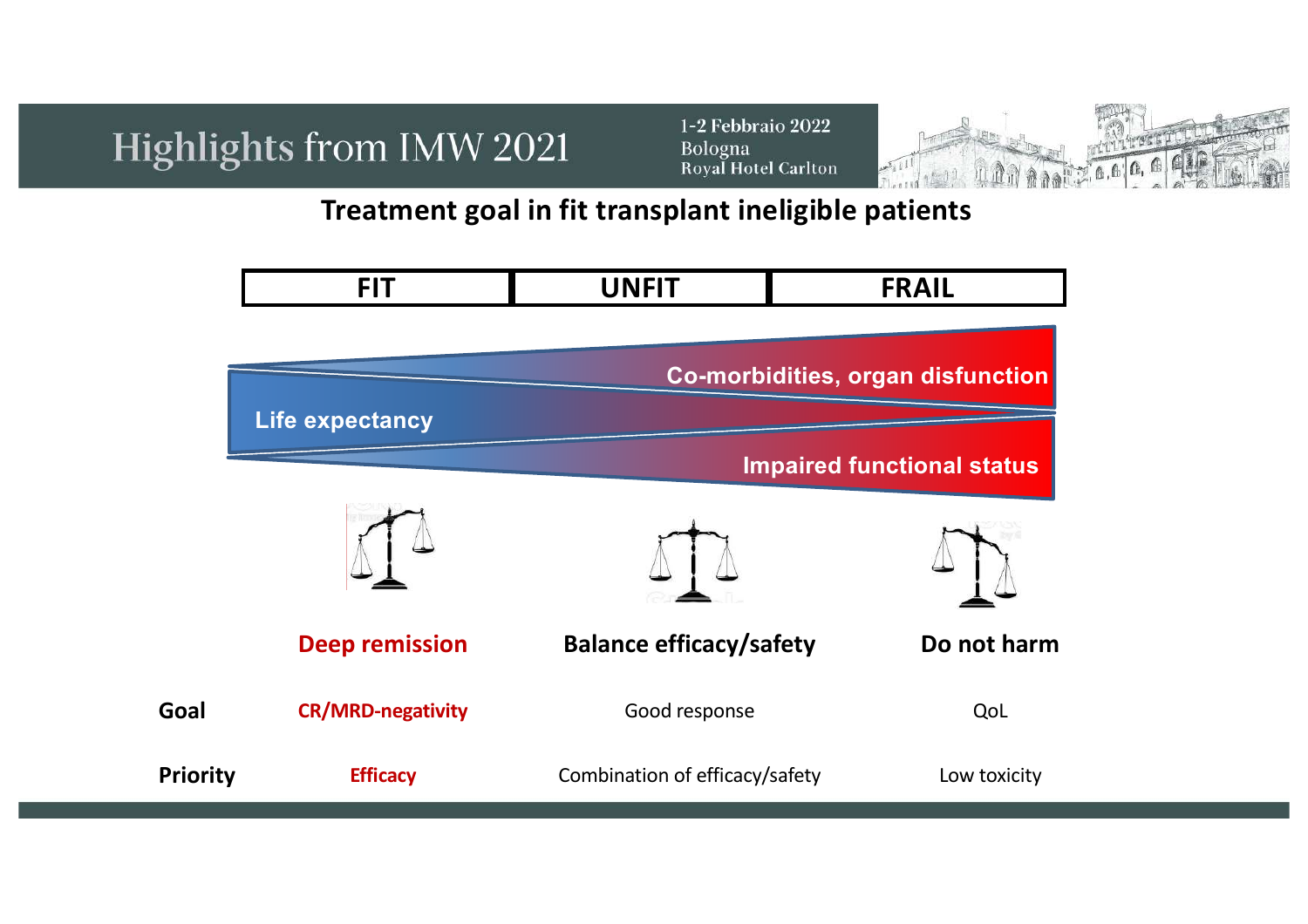## Treatment goal in fit transplant ineligible patients

| | FIT | UNFIT | FRAIL |
|---|---|---|---|

Co-morbidities, organ disfunction

Life expectancy

Impaired functional status

| | **Deep remission** | **Balance efficacy/safety** | **Do not harm** |
|---|---|---|---|
| **Goal** | **CR/MRD-negativity** | Good response | QoL |
| **Priority** | **Efficacy** | Combination of efficacy/safety | Low toxicity |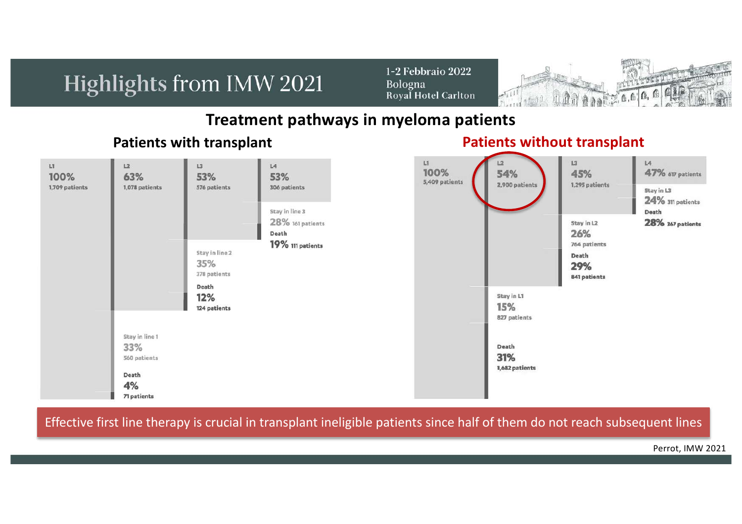## Treatment pathways in myeloma patients

### Patients with transplant

L1
100%
1,709 patients

L2
63%
1,078 patients

L3
53%
576 patients

L4
53%
306 patients

Stay in line 3
28% 161 patients

Death
19% 111 patients

Stay in line 2
35%
378 patients

Death
12%
124 patients

Stay in line 1
33%
560 patients

Death
4%
71 patients

### Patients without transplant

L1
100%
5,409 patients

L2
54%
2,900 patients

L3
45%
1,295 patients

L4
47% 617 patients

Stay in L3
24% 311 patients

Death
28% 367 patients

Stay in L2
26%
764 patients

Death
29%
841 patients

Stay in L1
15%
827 patients

Death
31%
1,682 patients

Effective first line therapy is crucial in transplant ineligible patients since half of them do not reach subsequent lines

Perrot, IMW 2021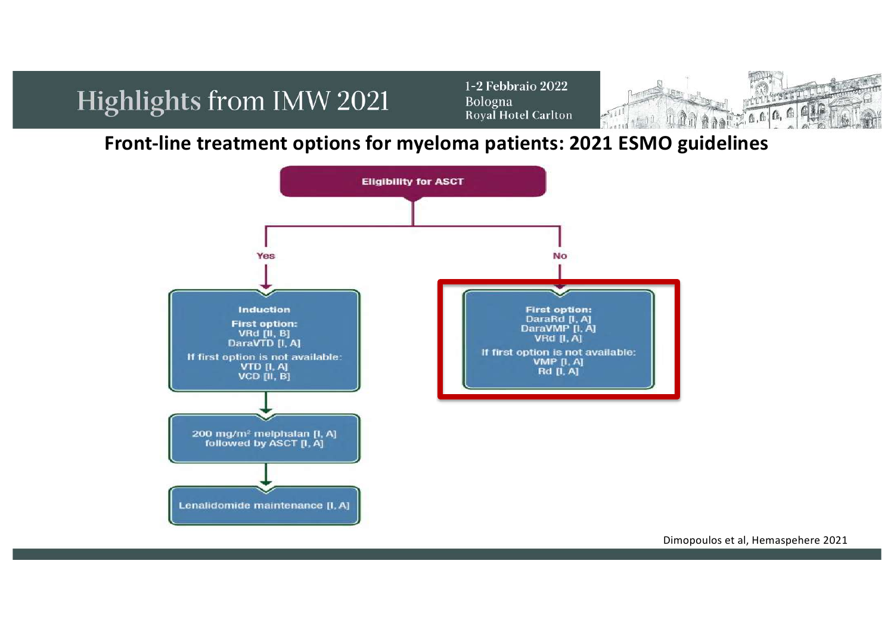## Front-line treatment options for myeloma patients: 2021 ESMO guidelines

Eligibility for ASCT

Yes

Induction

First option:
VRd [II, B]
DaraVTD [I, A]

If first option is not available:
VTD [I, A]
VCD [II, B]

200 mg/m² melphalan [I, A] followed by ASCT [I, A]

Lenalidomide maintenance [I, A]

No

First option:
DaraRd [I, A]
DaraVMP [I, A]
VRd [I, A]

If first option is not available:
VMP [I, A]
Rd [I, A]

Dimopoulos et al, Hemaspehere 2021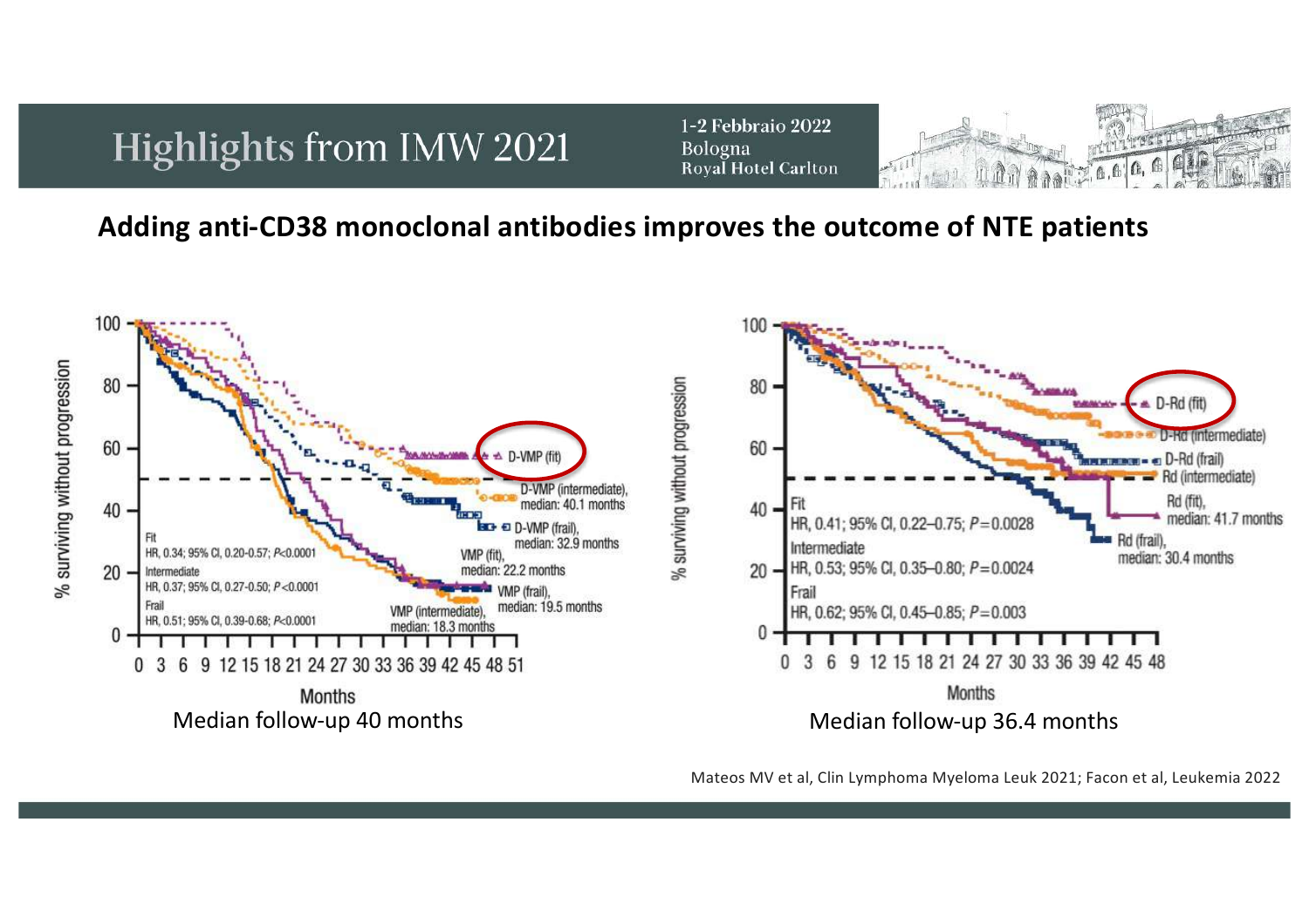## Adding anti-CD38 monoclonal antibodies improves the outcome of NTE patients

% surviving without progression

100
80
60
40
20
0

D-VMP (fit)
D-VMP (intermediate), median: 40.1 months
D-VMP (frail), median: 32.9 months
VMP (fit), median: 22.2 months
VMP (frail), median: 19.5 months
VMP (intermediate), median: 18.3 months

Fit
HR, 0.34; 95% CI, 0.20-0.57; P<0.0001
Intermediate
HR, 0.37; 95% CI, 0.27-0.50; P<0.0001
Frail
HR, 0.51; 95% CI, 0.39-0.68; P<0.0001

0 3 6 9 12 15 18 21 24 27 30 33 36 39 42 45 48 51

Months

Median follow-up 40 months

% surviving without progression

100
80
60
40
20
0

D-Rd (fit)
D-Rd (intermediate)
D-Rd (frail)
Rd (intermediate)
Rd (fit), median: 41.7 months
Rd (frail), median: 30.4 months

Fit
HR, 0.41; 95% CI, 0.22–0.75; P=0.0028
Intermediate
HR, 0.53; 95% CI, 0.35–0.80; P=0.0024
Frail
HR, 0.62; 95% CI, 0.45–0.85; P=0.003

0 3 6 9 12 15 18 21 24 27 30 33 36 39 42 45 48

Months

Median follow-up 36.4 months

Mateos MV et al, Clin Lymphoma Myeloma Leuk 2021; Facon et al, Leukemia 2022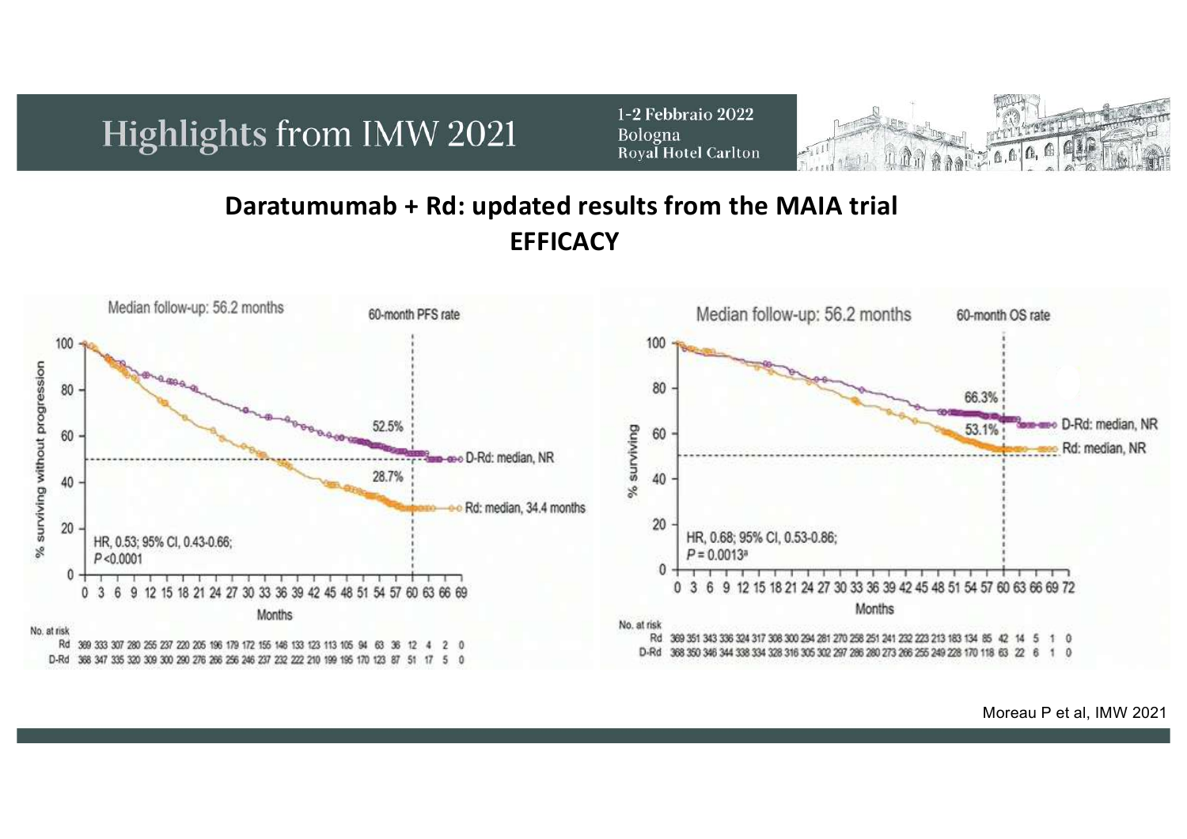## Daratumumab + Rd: updated results from the MAIA trial

### EFFICACY

Median follow-up: 56.2 months

60-month PFS rate

% surviving without progression

52.5%

D-Rd: median, NR

28.7%

Rd: median, 34.4 months

HR, 0.53; 95% CI, 0.43-0.66;
$P < 0.0001$

Months

0 3 6 9 12 15 18 21 24 27 30 33 36 39 42 45 48 51 54 57 60 63 66 69

No. at risk

Rd 369 333 307 280 255 237 220 205 196 179 172 155 146 133 123 113 105 94 63 36 12 4 2 0

D-Rd 368 347 335 320 309 300 290 276 266 256 246 237 232 222 210 199 195 170 123 87 51 17 5 0

Median follow-up: 56.2 months

60-month OS rate

% surviving

66.3%

53.1%

D-Rd: median, NR

Rd: median, NR

HR, 0.68; 95% CI, 0.53-0.86;
$P = 0.0013$[a]

Months

0 3 6 9 12 15 18 21 24 27 30 33 36 39 42 45 48 51 54 57 60 63 66 69 72

No. at risk

Rd 369 351 343 336 324 317 308 300 294 281 270 258 251 241 232 223 213 183 134 85 42 14 5 1 0

D-Rd 368 350 346 344 338 334 328 316 305 302 297 286 280 273 266 255 249 228 170 118 63 22 6 1 0

Moreau P et al, IMW 2021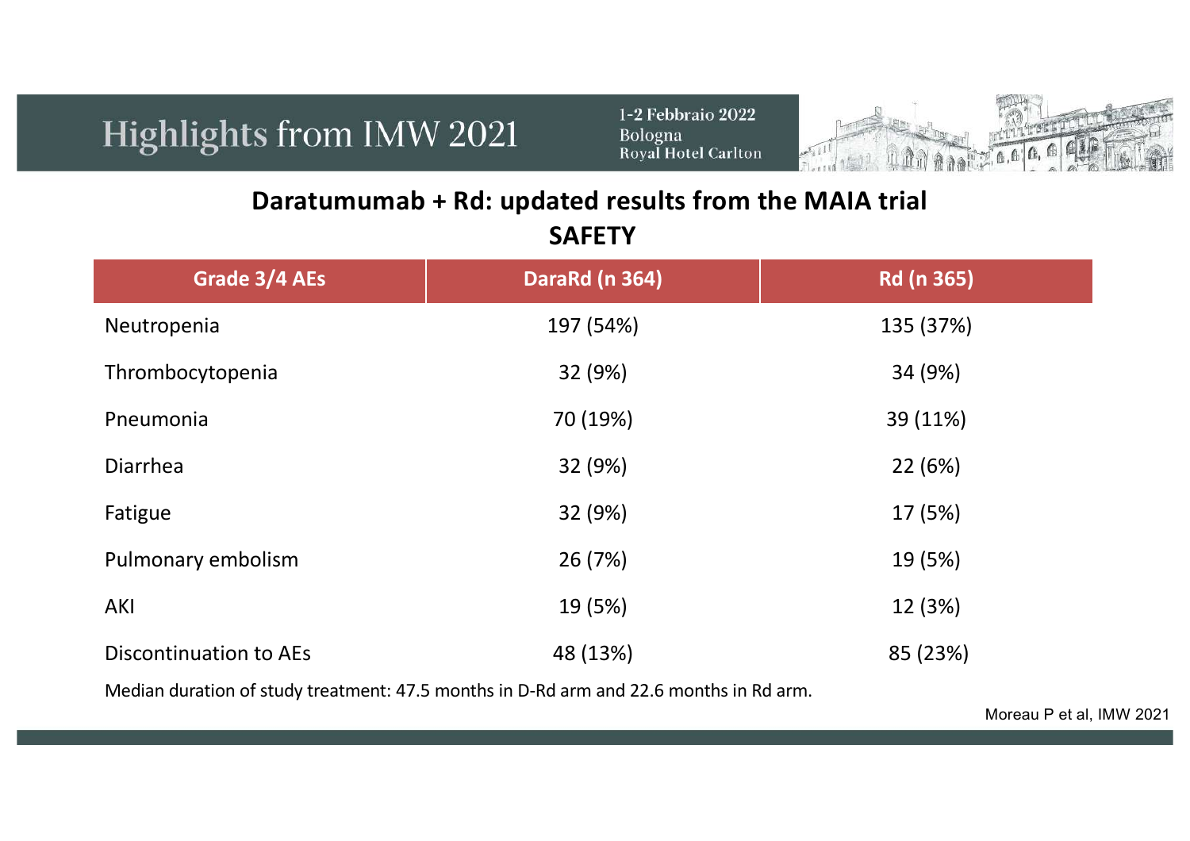## Daratumumab + Rd: updated results from the MAIA trial

### SAFETY

| Grade 3/4 AEs | DaraRd (n 364) | Rd (n 365) |
|---|---|---|
| Neutropenia | 197 (54%) | 135 (37%) |
| Thrombocytopenia | 32 (9%) | 34 (9%) |
| Pneumonia | 70 (19%) | 39 (11%) |
| Diarrhea | 32 (9%) | 22 (6%) |
| Fatigue | 32 (9%) | 17 (5%) |
| Pulmonary embolism | 26 (7%) | 19 (5%) |
| AKI | 19 (5%) | 12 (3%) |
| Discontinuation to AEs | 48 (13%) | 85 (23%) |

Median duration of study treatment: 47.5 months in D-Rd arm and 22.6 months in Rd arm.

Moreau P et al, IMW 2021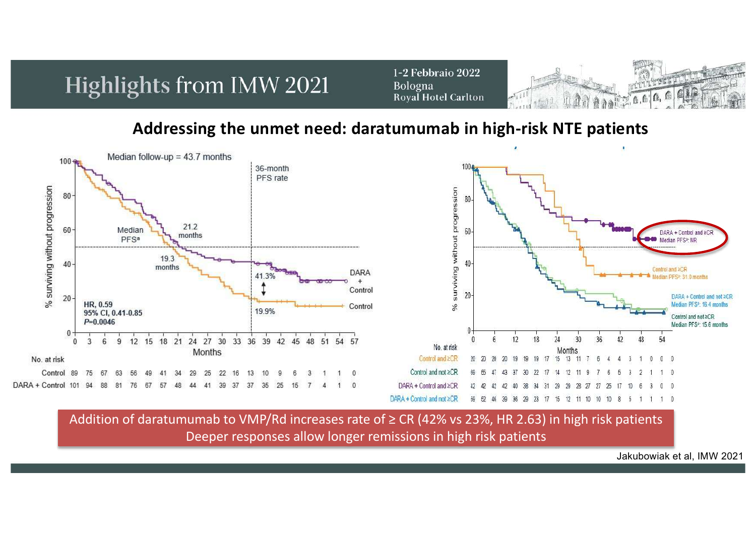## Addressing the unmet need: daratumumab in high-risk NTE patients

Median follow-up = 43.7 months

36-month PFS rate

Median PFS[a]

21.2 months

19.3 months

41.3%

19.9%

DARA + Control

Control

HR, 0.59
95% CI, 0.41-0.85
P=0.0046

% surviving without progression

Months

0 3 6 9 12 15 18 21 24 27 30 33 36 39 42 45 48 51 54 57

No. at risk

Control 89 75 67 63 56 49 41 34 29 25 22 16 13 10 9 6 3 1 1 0

DARA + Control 101 94 88 81 76 67 57 48 44 41 39 37 37 35 25 15 7 4 1 0

% surviving without progression

DARA + Control and ≥CR
Median PFS[a]: NR

Control and ≥CR
Median PFS[a]: 31.0 months

DARA + Control and not ≥CR
Median PFS[a]: 16.4 months

Control and not ≥CR
Median PFS[a]: 15.6 months

Months

0 6 12 18 24 30 36 42 48 54

No. at risk

Control and ≥CR 20 20 20 20 19 19 19 17 15 13 11 7 6 4 4 3 1 0 0 0

Control and not ≥CR 69 55 47 43 37 30 22 17 14 12 11 9 7 6 5 3 2 1 1 0

DARA + Control and ≥CR 42 42 42 42 40 38 34 31 29 29 28 27 27 25 17 10 6 3 0 0

DARA + Control and not ≥CR 59 52 46 39 36 29 23 17 15 12 11 10 10 10 8 5 1 1 1 0

Addition of daratumumab to VMP/Rd increases rate of ≥ CR (42% vs 23%, HR 2.63) in high risk patients
Deeper responses allow longer remissions in high risk patients

Jakubowiak et al, IMW 2021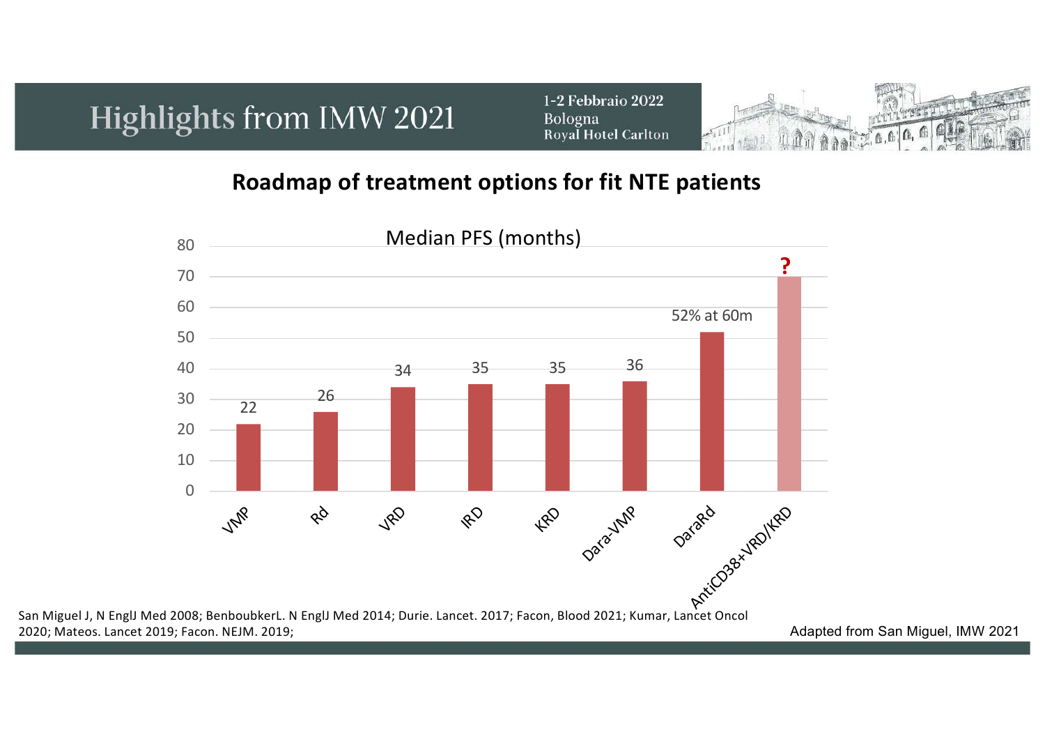## Roadmap of treatment options for fit NTE patients

Median PFS (months)

80
70
60
50
40
30
20
10
0

22
26
34
35
35
36
52% at 60m
?

VMP
Rd
VRD
IRD
KRD
Dara-VMP
DaraRd
AntiCD38+VRD/KRD

San Miguel J, N EnglJ Med 2008; BenboubkerL. N EnglJ Med 2014; Durie. Lancet. 2017; Facon, Blood 2021; Kumar, Lancet Oncol 2020; Mateos. Lancet 2019; Facon. NEJM. 2019;

Adapted from San Miguel, IMW 2021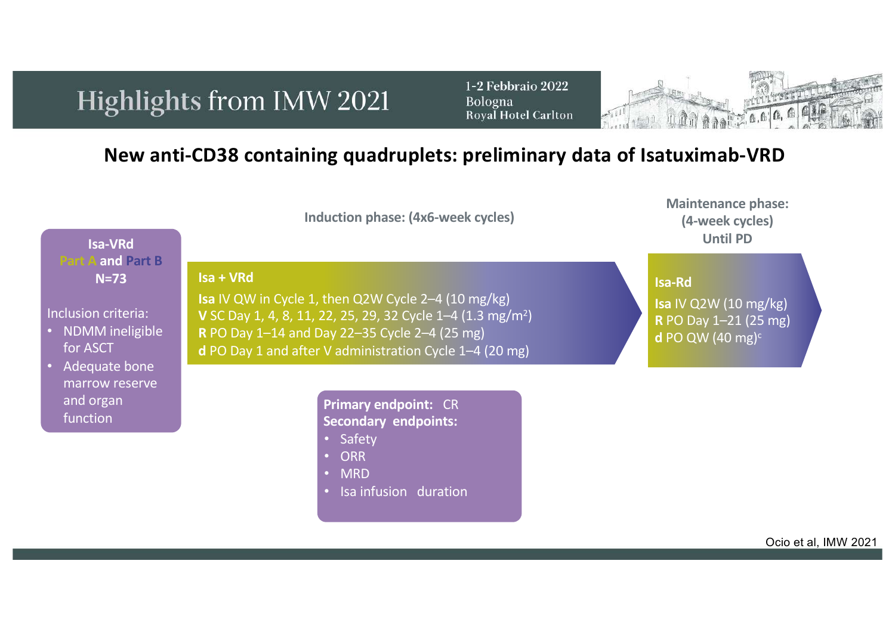## New anti-CD38 containing quadruplets: preliminary data of Isatuximab-VRD

**Isa-VRd**
**Part A and Part B**
**N=73**

Inclusion criteria:
- NDMM ineligible for ASCT
- Adequate bone marrow reserve and organ function

**Induction phase: (4x6-week cycles)**

**Isa + VRd**
**Isa** IV QW in Cycle 1, then Q2W Cycle 2–4 (10 mg/kg)
**V** SC Day 1, 4, 8, 11, 22, 25, 29, 32 Cycle 1–4 (1.3 mg/m$^2$)
**R** PO Day 1–14 and Day 22–35 Cycle 2–4 (25 mg)
**d** PO Day 1 and after V administration Cycle 1–4 (20 mg)

**Maintenance phase: (4-week cycles) Until PD**

**Isa-Rd**
**Isa** IV Q2W (10 mg/kg)
**R** PO Day 1–21 (25 mg)
**d** PO QW (40 mg)[c]

**Primary endpoint:** CR
**Secondary endpoints:**
- Safety
- ORR
- MRD
- Isa infusion duration

Ocio et al, IMW 2021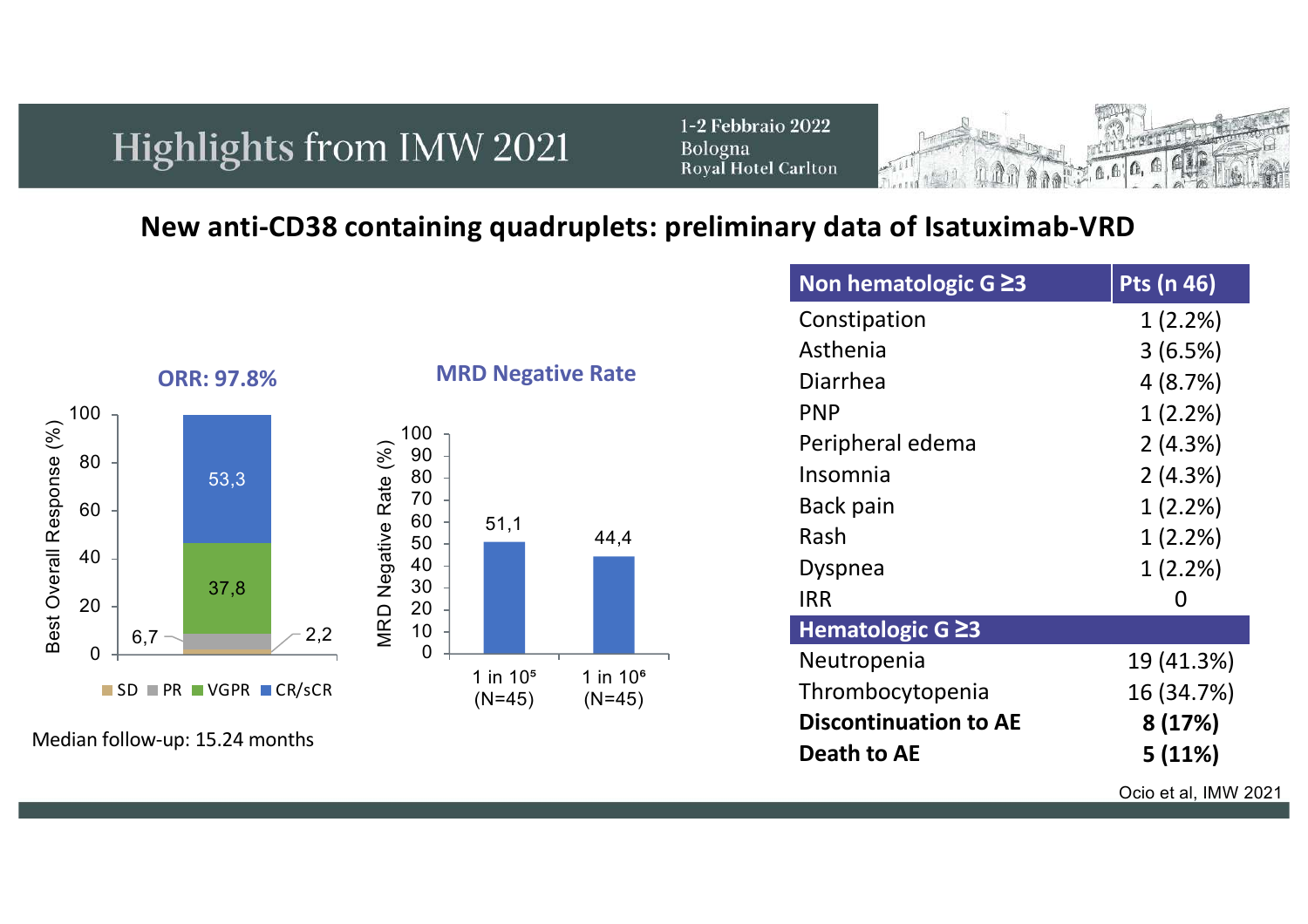## New anti-CD38 containing quadruplets: preliminary data of Isatuximab-VRD

**ORR: 97.8%**

Best Overall Response (%)

100
80
60
40
20
0

53,3
37,8
6,7
2,2

SD PR VGPR CR/sCR

**MRD Negative Rate**

MRD Negative Rate (%)

100
90
80
70
60
50
40
30
20
10
0

51,1
44,4

1 in $10^5$ (N=45)
1 in $10^6$ (N=45)

Median follow-up: 15.24 months

| Non hematologic G ≥3 | Pts (n 46) |
|---|---|
| Constipation | 1 (2.2%) |
| Asthenia | 3 (6.5%) |
| Diarrhea | 4 (8.7%) |
| PNP | 1 (2.2%) |
| Peripheral edema | 2 (4.3%) |
| Insomnia | 2 (4.3%) |
| Back pain | 1 (2.2%) |
| Rash | 1 (2.2%) |
| Dyspnea | 1 (2.2%) |
| IRR | 0 |
| **Hematologic G ≥3** | |
| Neutropenia | 19 (41.3%) |
| Thrombocytopenia | 16 (34.7%) |
| **Discontinuation to AE** | **8 (17%)** |
| **Death to AE** | **5 (11%)** |

Ocio et al, IMW 2021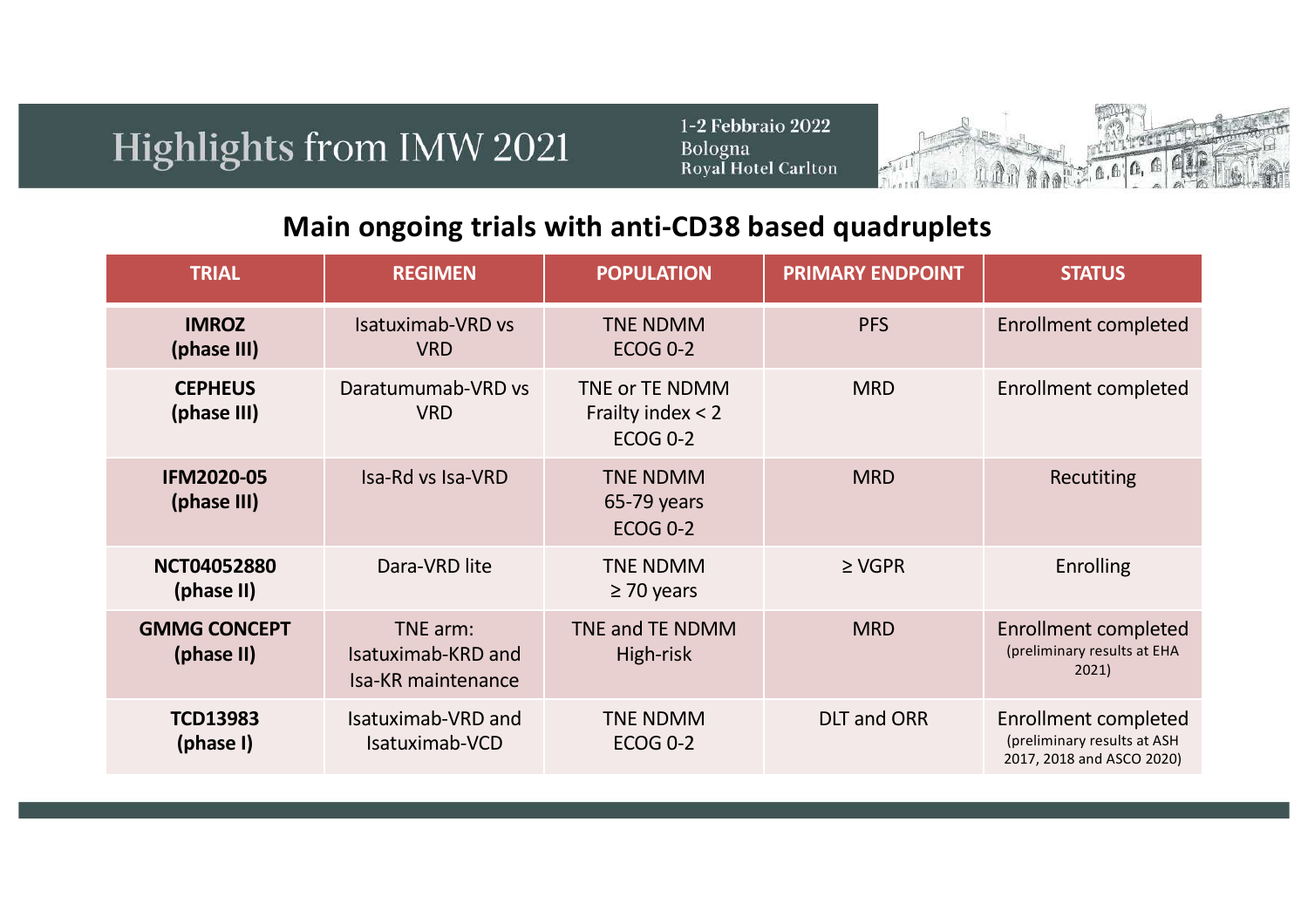## Main ongoing trials with anti-CD38 based quadruplets

| TRIAL | REGIMEN | POPULATION | PRIMARY ENDPOINT | STATUS |
|---|---|---|---|---|
| **IMROZ (phase III)** | Isatuximab-VRD vs VRD | TNE NDMM ECOG 0-2 | PFS | Enrollment completed |
| **CEPHEUS (phase III)** | Daratumumab-VRD vs VRD | TNE or TE NDMM Frailty index < 2 ECOG 0-2 | MRD | Enrollment completed |
| **IFM2020-05 (phase III)** | Isa-Rd vs Isa-VRD | TNE NDMM 65-79 years ECOG 0-2 | MRD | Recuiting |
| **NCT04052880 (phase II)** | Dara-VRD lite | TNE NDMM ≥ 70 years | ≥ VGPR | Enrolling |
| **GMMG CONCEPT (phase II)** | TNE arm: Isatuximab-KRD and Isa-KR maintenance | TNE and TE NDMM High-risk | MRD | Enrollment completed (preliminary results at EHA 2021) |
| **TCD13983 (phase I)** | Isatuximab-VRD and Isatuximab-VCD | TNE NDMM ECOG 0-2 | DLT and ORR | Enrollment completed (preliminary results at ASH 2017, 2018 and ASCO 2020) |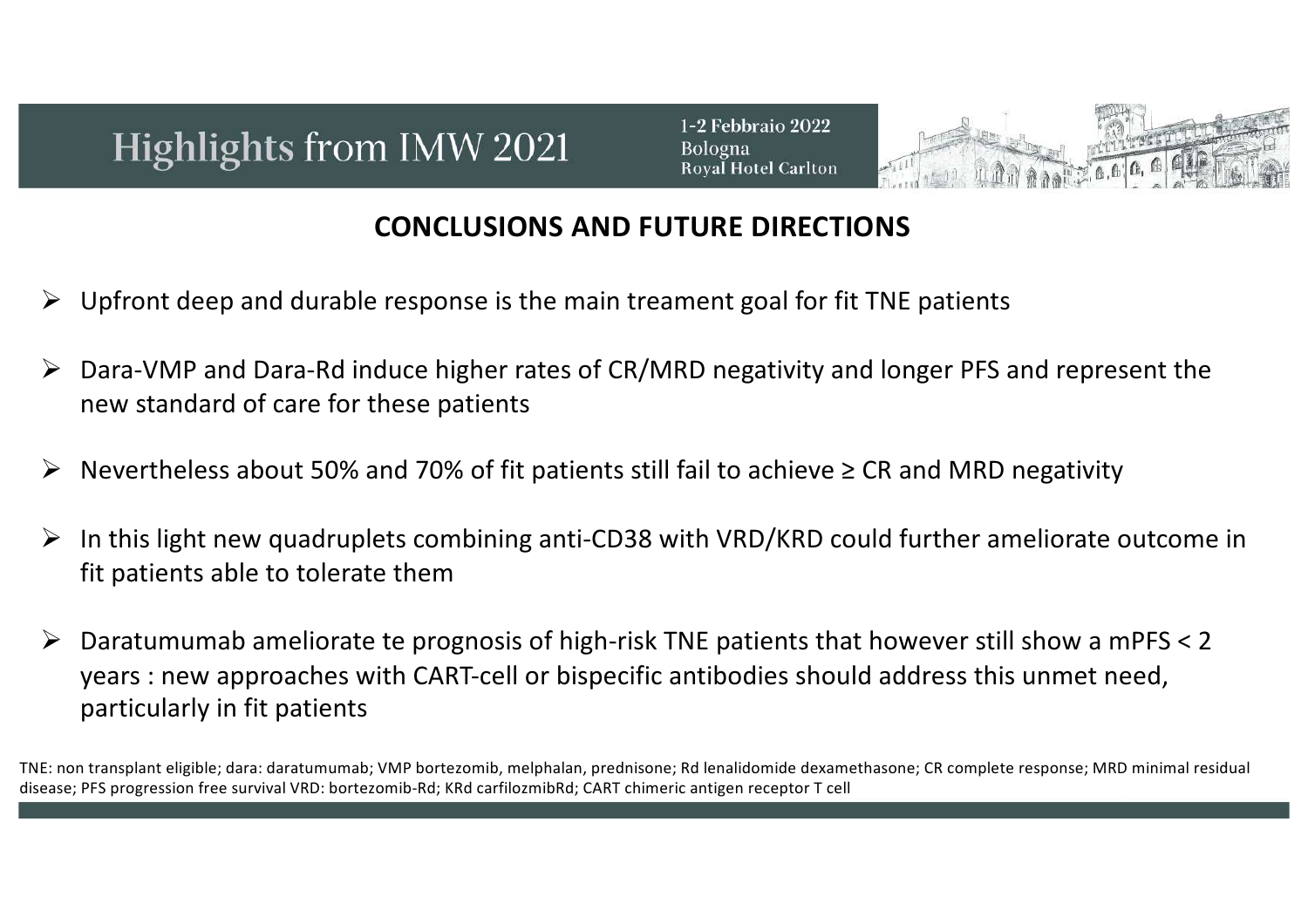## CONCLUSIONS AND FUTURE DIRECTIONS

- Upfront deep and durable response is the main treament goal for fit TNE patients
- Dara-VMP and Dara-Rd induce higher rates of CR/MRD negativity and longer PFS and represent the new standard of care for these patients
- Nevertheless about 50% and 70% of fit patients still fail to achieve ≥ CR and MRD negativity
- In this light new quadruplets combining anti-CD38 with VRD/KRD could further ameliorate outcome in fit patients able to tolerate them
- Daratumumab ameliorate te prognosis of high-risk TNE patients that however still show a mPFS < 2 years : new approaches with CART-cell or bispecific antibodies should address this unmet need, particularly in fit patients

TNE: non transplant eligible; dara: daratumumab; VMP bortezomib, melphalan, prednisone; Rd lenalidomide dexamethasone; CR complete response; MRD minimal residual disease; PFS progression free survival VRD: bortezomib-Rd; KRd carfilozmibRd; CART chimeric antigen receptor T cell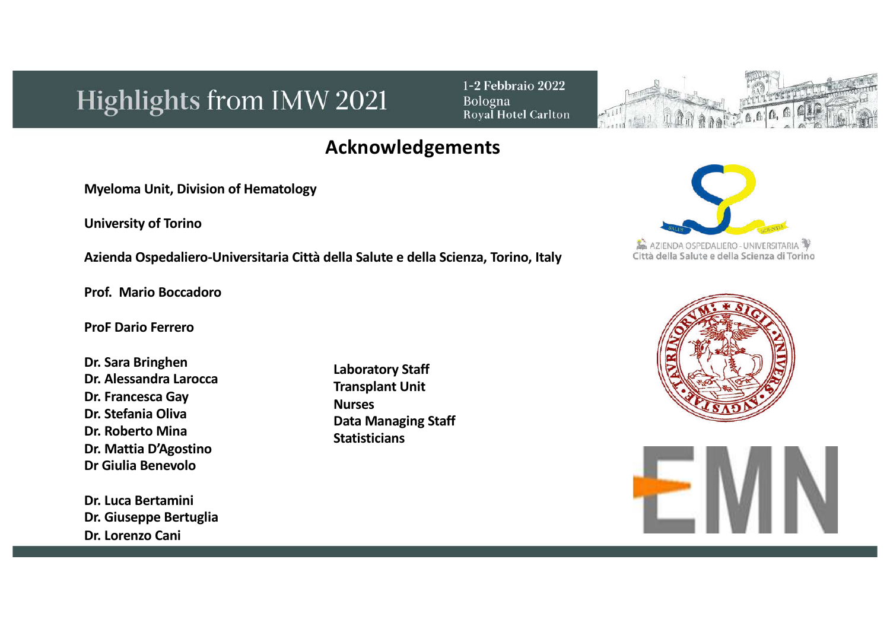## Acknowledgements

**Myeloma Unit, Division of Hematology**

**University of Torino**

**Azienda Ospedaliero-Universitaria Città della Salute e della Scienza, Torino, Italy**

**Prof. Mario Boccadoro**

**ProF Dario Ferrero**

**Dr. Sara Bringhen**
**Dr. Alessandra Larocca**
**Dr. Francesca Gay**
**Dr. Stefania Oliva**
**Dr. Roberto Mina**
**Dr. Mattia D'Agostino**
**Dr Giulia Benevolo**

**Dr. Luca Bertamini**
**Dr. Giuseppe Bertuglia**
**Dr. Lorenzo Cani**

**Laboratory Staff**
**Transplant Unit**
**Nurses**
**Data Managing Staff**
**Statisticians**

AZIENDA OSPEDALIERO - UNIVERSITARIA
Città della Salute e della Scienza di Torino

EMN